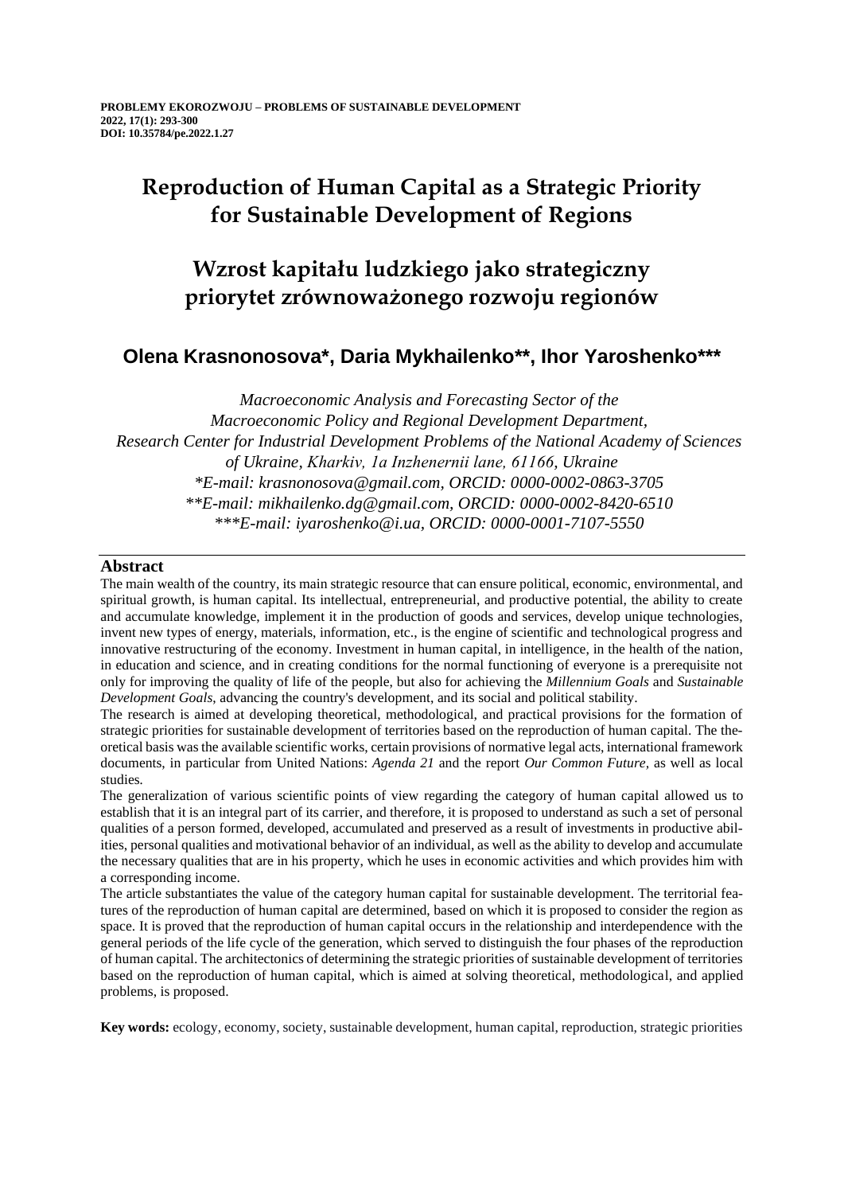# Reproduction of Human Capital as a Strategic Priority for Sustainable Development of Regions

# Wzrost kapitału ludzkiego jako strategiczny priorytet zrównoważonego rozwoju regionów

**Olena Krasnonosova\*, Daria Mykhailenko\*\*, Ihor Yaroshenko\*\*\***

*Macroeconomic Analysis and Forecasting Sector of the Macroeconomic Policy and Regional Development Department, Research Center for Industrial Development Problems of the National Academy of Sciences of Ukraine, Kharkiv, 1a Inzhenernii lane, 61166, Ukraine*
*\*E-mail: krasnonosova@gmail.com, ORCID: 0000-0002-0863-3705*
*\*\*E-mail: mikhailenko.dg@gmail.com, ORCID: 0000-0002-8420-6510*
*\*\*\*E-mail: iyaroshenko@i.ua, ORCID: 0000-0001-7107-5550*

## Abstract

The main wealth of the country, its main strategic resource that can ensure political, economic, environmental, and spiritual growth, is human capital. Its intellectual, entrepreneurial, and productive potential, the ability to create and accumulate knowledge, implement it in the production of goods and services, develop unique technologies, invent new types of energy, materials, information, etc., is the engine of scientific and technological progress and innovative restructuring of the economy. Investment in human capital, in intelligence, in the health of the nation, in education and science, and in creating conditions for the normal functioning of everyone is a prerequisite not only for improving the quality of life of the people, but also for achieving the *Millennium Goals* and *Sustainable Development Goals*, advancing the country's development, and its social and political stability.

The research is aimed at developing theoretical, methodological, and practical provisions for the formation of strategic priorities for sustainable development of territories based on the reproduction of human capital. The theoretical basis was the available scientific works, certain provisions of normative legal acts, international framework documents, in particular from United Nations: *Agenda 21* and the report *Our Common Future*, as well as local studies.

The generalization of various scientific points of view regarding the category of human capital allowed us to establish that it is an integral part of its carrier, and therefore, it is proposed to understand as such a set of personal qualities of a person formed, developed, accumulated and preserved as a result of investments in productive abilities, personal qualities and motivational behavior of an individual, as well as the ability to develop and accumulate the necessary qualities that are in his property, which he uses in economic activities and which provides him with a corresponding income.

The article substantiates the value of the category human capital for sustainable development. The territorial features of the reproduction of human capital are determined, based on which it is proposed to consider the region as space. It is proved that the reproduction of human capital occurs in the relationship and interdependence with the general periods of the life cycle of the generation, which served to distinguish the four phases of the reproduction of human capital. The architectonics of determining the strategic priorities of sustainable development of territories based on the reproduction of human capital, which is aimed at solving theoretical, methodological, and applied problems, is proposed.

**Key words:** ecology, economy, society, sustainable development, human capital, reproduction, strategic priorities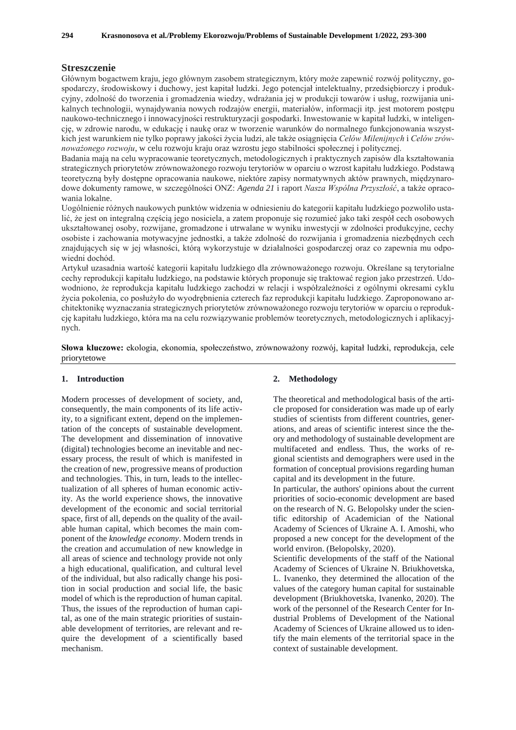## Streszczenie

Głównym bogactwem kraju, jego głównym zasobem strategicznym, który może zapewnić rozwój polityczny, gospodarczy, środowiskowy i duchowy, jest kapitał ludzki. Jego potencjał intelektualny, przedsiębiorczy i produkcyjny, zdolność do tworzenia i gromadzenia wiedzy, wdrażania jej w produkcji towarów i usług, rozwijania unikalnych technologii, wynajdywania nowych rodzajów energii, materiałów, informacji itp. jest motorem postępu naukowo-technicznego i innowacyjności restrukturyzacji gospodarki. Inwestowanie w kapitał ludzki, w inteligencję, w zdrowie narodu, w edukację i naukę oraz w tworzenie warunków do normalnego funkcjonowania wszystkich jest warunkiem nie tylko poprawy jakości życia ludzi, ale także osiągnięcia *Celów Milenijnych* i *Celów zrównoważonego rozwoju*, w celu rozwoju kraju oraz wzrostu jego stabilności społecznej i politycznej.

Badania mają na celu wypracowanie teoretycznych, metodologicznych i praktycznych zapisów dla kształtowania strategicznych priorytetów zrównoważonego rozwoju terytoriów w oparciu o wzrost kapitału ludzkiego. Podstawą teoretyczną były dostępne opracowania naukowe, niektóre zapisy normatywnych aktów prawnych, międzynarodowe dokumenty ramowe, w szczególności ONZ: *Agenda 21* i raport *Nasza Wspólna Przyszłość*, a także opracowania lokalne.

Uogólnienie różnych naukowych punktów widzenia w odniesieniu do kategorii kapitału ludzkiego pozwoliło ustalić, że jest on integralną częścią jego nosiciela, a zatem proponuje się rozumieć jako taki zespół cech osobowych ukształtowanej osoby, rozwijane, gromadzone i utrwalane w wyniku inwestycji w zdolności produkcyjne, cechy osobiste i zachowania motywacyjne jednostki, a także zdolność do rozwijania i gromadzenia niezbędnych cech znajdujących się w jej własności, którą wykorzystuje w działalności gospodarczej oraz co zapewnia mu odpowiedni dochód.

Artykuł uzasadnia wartość kategorii kapitału ludzkiego dla zrównoważonego rozwoju. Określane są terytorialne cechy reprodukcji kapitału ludzkiego, na podstawie których proponuje się traktować region jako przestrzeń. Udowodniono, że reprodukcja kapitału ludzkiego zachodzi w relacji i współzależności z ogólnymi okresami cyklu życia pokolenia, co posłużyło do wyodrębnienia czterech faz reprodukcji kapitału ludzkiego. Zaproponowano architektonikę wyznaczania strategicznych priorytetów zrównoważonego rozwoju terytoriów w oparciu o reprodukcję kapitału ludzkiego, która ma na celu rozwiązywanie problemów teoretycznych, metodologicznych i aplikacyjnych.

**Słowa kluczowe:** ekologia, ekonomia, społeczeństwo, zrównoważony rozwój, kapitał ludzki, reprodukcja, cele priorytetowe

## 1. Introduction

Modern processes of development of society, and, consequently, the main components of its life activity, to a significant extent, depend on the implementation of the concepts of sustainable development. The development and dissemination of innovative (digital) technologies become an inevitable and necessary process, the result of which is manifested in the creation of new, progressive means of production and technologies. This, in turn, leads to the intellectualization of all spheres of human economic activity. As the world experience shows, the innovative development of the economic and social territorial space, first of all, depends on the quality of the available human capital, which becomes the main component of the *knowledge economy*. Modern trends in the creation and accumulation of new knowledge in all areas of science and technology provide not only a high educational, qualification, and cultural level of the individual, but also radically change his position in social production and social life, the basic model of which is the reproduction of human capital. Thus, the issues of the reproduction of human capital, as one of the main strategic priorities of sustainable development of territories, are relevant and require the development of a scientifically based mechanism.

## 2. Methodology

The theoretical and methodological basis of the article proposed for consideration was made up of early studies of scientists from different countries, generations, and areas of scientific interest since the theory and methodology of sustainable development are multifaceted and endless. Thus, the works of regional scientists and demographers were used in the formation of conceptual provisions regarding human capital and its development in the future.

In particular, the authors' opinions about the current priorities of socio-economic development are based on the research of N. G. Belopolsky under the scientific editorship of Academician of the National Academy of Sciences of Ukraine A. I. Amoshi, who proposed a new concept for the development of the world environ. (Belopolsky, 2020).

Scientific developments of the staff of the National Academy of Sciences of Ukraine N. Briukhovetska, L. Ivanenko, they determined the allocation of the values of the category human capital for sustainable development (Briukhovetska, Ivanenko, 2020). The work of the personnel of the Research Center for Industrial Problems of Development of the National Academy of Sciences of Ukraine allowed us to identify the main elements of the territorial space in the context of sustainable development.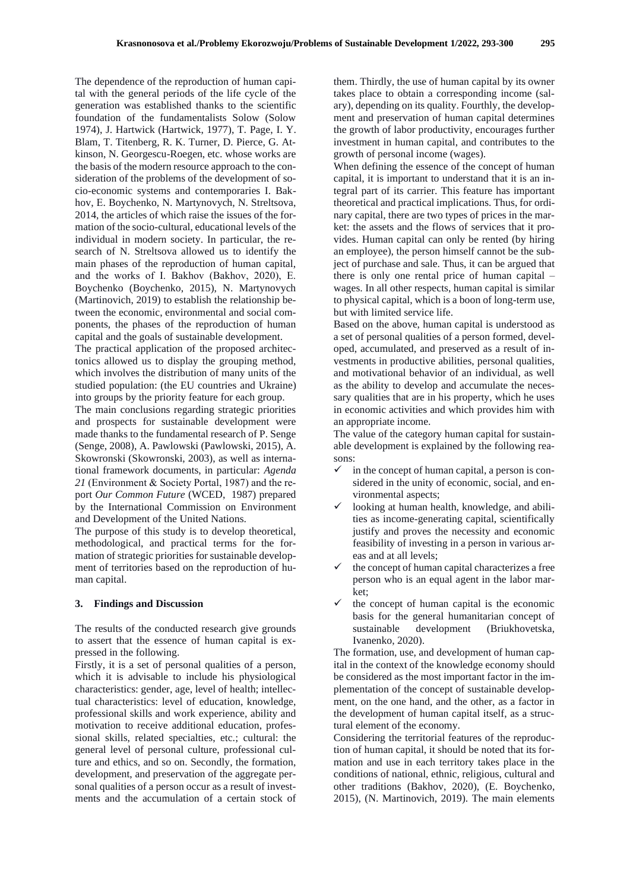The dependence of the reproduction of human capital with the general periods of the life cycle of the generation was established thanks to the scientific foundation of the fundamentalists Solow (Solow 1974), J. Hartwick (Hartwick, 1977), T. Page, I. Y. Blam, T. Titenberg, R. K. Turner, D. Pierce, G. Atkinson, N. Georgescu-Roegen, etc. whose works are the basis of the modern resource approach to the consideration of the problems of the development of socio-economic systems and contemporaries I. Bakhov, E. Boychenko, N. Martynovych, N. Streltsova, 2014, the articles of which raise the issues of the formation of the socio-cultural, educational levels of the individual in modern society. In particular, the research of N. Streltsova allowed us to identify the main phases of the reproduction of human capital, and the works of I. Bakhov (Bakhov, 2020), E. Boychenko (Boychenko, 2015), N. Martynovych (Martinovich, 2019) to establish the relationship between the economic, environmental and social components, the phases of the reproduction of human capital and the goals of sustainable development.

The practical application of the proposed architectonics allowed us to display the grouping method, which involves the distribution of many units of the studied population: (the EU countries and Ukraine) into groups by the priority feature for each group.

The main conclusions regarding strategic priorities and prospects for sustainable development were made thanks to the fundamental research of P. Senge (Senge, 2008), A. Pawlowski (Pawlowski, 2015), A. Skowronski (Skowronski, 2003), as well as international framework documents, in particular: *Agenda 21* (Environment & Society Portal, 1987) and the report *Our Common Future* (WCED, 1987) prepared by the International Commission on Environment and Development of the United Nations.

The purpose of this study is to develop theoretical, methodological, and practical terms for the formation of strategic priorities for sustainable development of territories based on the reproduction of human capital.

## 3. Findings and Discussion

The results of the conducted research give grounds to assert that the essence of human capital is expressed in the following.

Firstly, it is a set of personal qualities of a person, which it is advisable to include his physiological characteristics: gender, age, level of health; intellectual characteristics: level of education, knowledge, professional skills and work experience, ability and motivation to receive additional education, professional skills, related specialties, etc.; cultural: the general level of personal culture, professional culture and ethics, and so on. Secondly, the formation, development, and preservation of the aggregate personal qualities of a person occur as a result of investments and the accumulation of a certain stock of them. Thirdly, the use of human capital by its owner takes place to obtain a corresponding income (salary), depending on its quality. Fourthly, the development and preservation of human capital determines the growth of labor productivity, encourages further investment in human capital, and contributes to the growth of personal income (wages).

When defining the essence of the concept of human capital, it is important to understand that it is an integral part of its carrier. This feature has important theoretical and practical implications. Thus, for ordinary capital, there are two types of prices in the market: the assets and the flows of services that it provides. Human capital can only be rented (by hiring an employee), the person himself cannot be the subject of purchase and sale. Thus, it can be argued that there is only one rental price of human capital – wages. In all other respects, human capital is similar to physical capital, which is a boon of long-term use, but with limited service life.

Based on the above, human capital is understood as a set of personal qualities of a person formed, developed, accumulated, and preserved as a result of investments in productive abilities, personal qualities, and motivational behavior of an individual, as well as the ability to develop and accumulate the necessary qualities that are in his property, which he uses in economic activities and which provides him with an appropriate income.

The value of the category human capital for sustainable development is explained by the following reasons:

- ✓ in the concept of human capital, a person is considered in the unity of economic, social, and environmental aspects;
- ✓ looking at human health, knowledge, and abilities as income-generating capital, scientifically justify and proves the necessity and economic feasibility of investing in a person in various areas and at all levels;
- ✓ the concept of human capital characterizes a free person who is an equal agent in the labor market;
- ✓ the concept of human capital is the economic basis for the general humanitarian concept of sustainable development (Briukhovetska, Ivanenko, 2020).

The formation, use, and development of human capital in the context of the knowledge economy should be considered as the most important factor in the implementation of the concept of sustainable development, on the one hand, and the other, as a factor in the development of human capital itself, as a structural element of the economy.

Considering the territorial features of the reproduction of human capital, it should be noted that its formation and use in each territory takes place in the conditions of national, ethnic, religious, cultural and other traditions (Bakhov, 2020), (E. Boychenko, 2015), (N. Martinovich, 2019). The main elements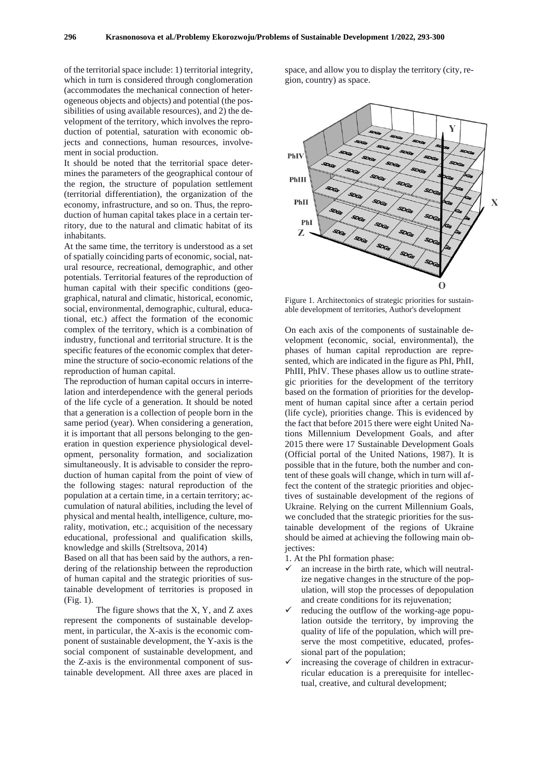of the territorial space include: 1) territorial integrity, which in turn is considered through conglomeration (accommodates the mechanical connection of heterogeneous objects and objects) and potential (the possibilities of using available resources), and 2) the development of the territory, which involves the reproduction of potential, saturation with economic objects and connections, human resources, involvement in social production.

It should be noted that the territorial space determines the parameters of the geographical contour of the region, the structure of population settlement (territorial differentiation), the organization of the economy, infrastructure, and so on. Thus, the reproduction of human capital takes place in a certain territory, due to the natural and climatic habitat of its inhabitants.

At the same time, the territory is understood as a set of spatially coinciding parts of economic, social, natural resource, recreational, demographic, and other potentials. Territorial features of the reproduction of human capital with their specific conditions (geographical, natural and climatic, historical, economic, social, environmental, demographic, cultural, educational, etc.) affect the formation of the economic complex of the territory, which is a combination of industry, functional and territorial structure. It is the specific features of the economic complex that determine the structure of socio-economic relations of the reproduction of human capital.

The reproduction of human capital occurs in interrelation and interdependence with the general periods of the life cycle of a generation. It should be noted that a generation is a collection of people born in the same period (year). When considering a generation, it is important that all persons belonging to the generation in question experience physiological development, personality formation, and socialization simultaneously. It is advisable to consider the reproduction of human capital from the point of view of the following stages: natural reproduction of the population at a certain time, in a certain territory; accumulation of natural abilities, including the level of physical and mental health, intelligence, culture, morality, motivation, etc.; acquisition of the necessary educational, professional and qualification skills, knowledge and skills (Streltsova, 2014)

Based on all that has been said by the authors, a rendering of the relationship between the reproduction of human capital and the strategic priorities of sustainable development of territories is proposed in (Fig. 1).

The figure shows that the X, Y, and Z axes represent the components of sustainable development, in particular, the X-axis is the economic component of sustainable development, the Y-axis is the social component of sustainable development, and the Z-axis is the environmental component of sustainable development. All three axes are placed in space, and allow you to display the territory (city, region, country) as space.

Figure 1. Architectonics of strategic priorities for sustainable development of territories, Author's development

On each axis of the components of sustainable development (economic, social, environmental), the phases of human capital reproduction are represented, which are indicated in the figure as PhI, PhII, PhIII, PhIV. These phases allow us to outline strategic priorities for the development of the territory based on the formation of priorities for the development of human capital since after a certain period (life cycle), priorities change. This is evidenced by the fact that before 2015 there were eight United Nations Millennium Development Goals, and after 2015 there were 17 Sustainable Development Goals (Official portal of the United Nations, 1987). It is possible that in the future, both the number and content of these goals will change, which in turn will affect the content of the strategic priorities and objectives of sustainable development of the regions of Ukraine. Relying on the current Millennium Goals, we concluded that the strategic priorities for the sustainable development of the regions of Ukraine should be aimed at achieving the following main objectives:

1. At the PhI formation phase:

- ✓ an increase in the birth rate, which will neutralize negative changes in the structure of the population, will stop the processes of depopulation and create conditions for its rejuvenation;
- ✓ reducing the outflow of the working-age population outside the territory, by improving the quality of life of the population, which will preserve the most competitive, educated, professional part of the population;
- ✓ increasing the coverage of children in extracurricular education is a prerequisite for intellectual, creative, and cultural development;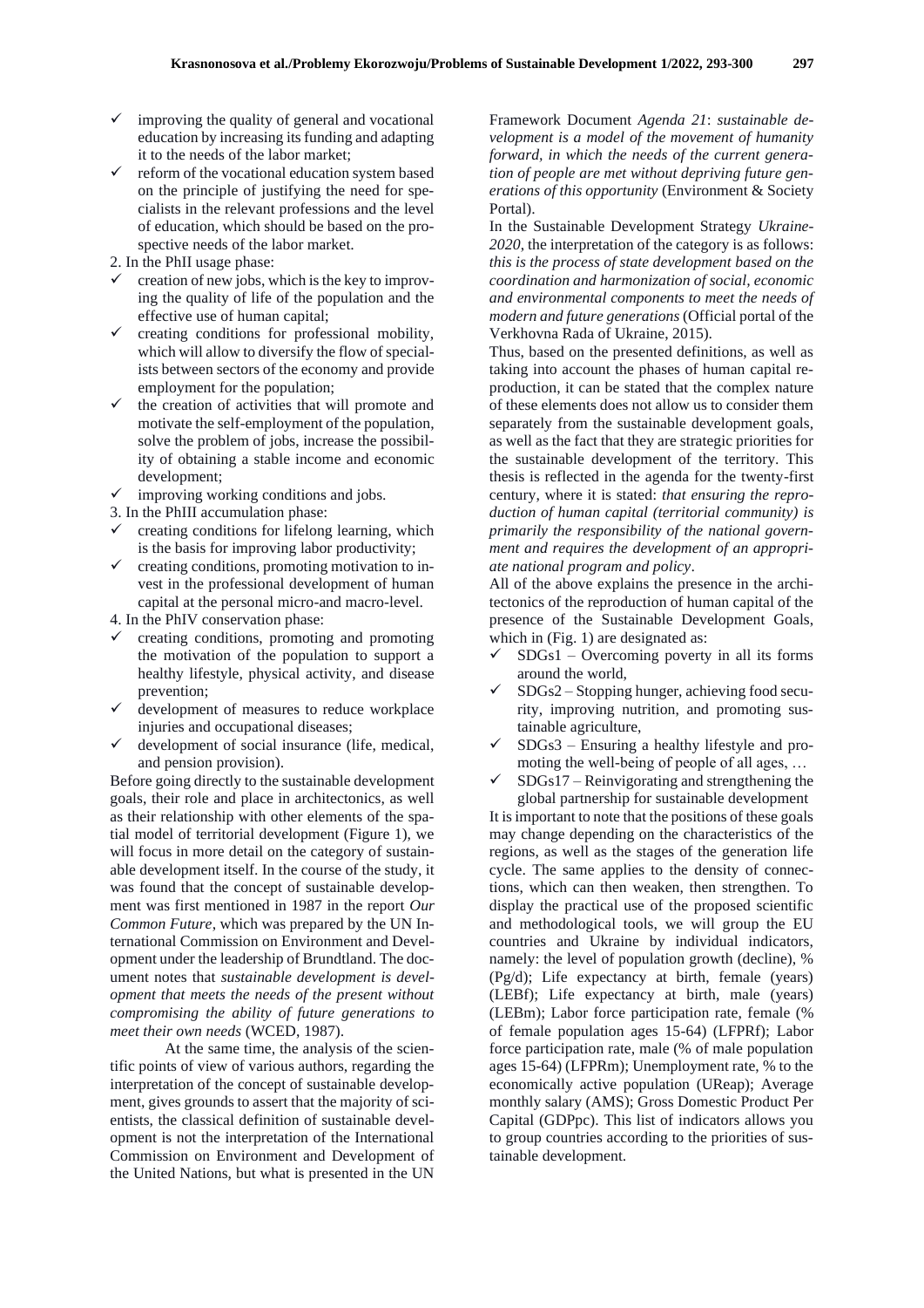- ✓ improving the quality of general and vocational education by increasing its funding and adapting it to the needs of the labor market;
- ✓ reform of the vocational education system based on the principle of justifying the need for specialists in the relevant professions and the level of education, which should be based on the prospective needs of the labor market.

2. In the PhII usage phase:

- ✓ creation of new jobs, which is the key to improving the quality of life of the population and the effective use of human capital;
- ✓ creating conditions for professional mobility, which will allow to diversify the flow of specialists between sectors of the economy and provide employment for the population;
- ✓ the creation of activities that will promote and motivate the self-employment of the population, solve the problem of jobs, increase the possibility of obtaining a stable income and economic development;
- ✓ improving working conditions and jobs.

3. In the PhIII accumulation phase:

- ✓ creating conditions for lifelong learning, which is the basis for improving labor productivity;
- ✓ creating conditions, promoting motivation to invest in the professional development of human capital at the personal micro-and macro-level.

4. In the PhIV conservation phase:

- ✓ creating conditions, promoting and promoting the motivation of the population to support a healthy lifestyle, physical activity, and disease prevention;
- ✓ development of measures to reduce workplace injuries and occupational diseases;
- ✓ development of social insurance (life, medical, and pension provision).

Before going directly to the sustainable development goals, their role and place in architectonics, as well as their relationship with other elements of the spatial model of territorial development (Figure 1), we will focus in more detail on the category of sustainable development itself. In the course of the study, it was found that the concept of sustainable development was first mentioned in 1987 in the report *Our Common Future*, which was prepared by the UN International Commission on Environment and Development under the leadership of Brundtland. The document notes that *sustainable development is development that meets the needs of the present without compromising the ability of future generations to meet their own needs* (WCED, 1987).

At the same time, the analysis of the scientific points of view of various authors, regarding the interpretation of the concept of sustainable development, gives grounds to assert that the majority of scientists, the classical definition of sustainable development is not the interpretation of the International Commission on Environment and Development of the United Nations, but what is presented in the UN Framework Document *Agenda 21*: *sustainable development is a model of the movement of humanity forward, in which the needs of the current generation of people are met without depriving future generations of this opportunity* (Environment & Society Portal).

In the Sustainable Development Strategy *Ukraine-2020*, the interpretation of the category is as follows: *this is the process of state development based on the coordination and harmonization of social, economic and environmental components to meet the needs of modern and future generations* (Official portal of the Verkhovna Rada of Ukraine, 2015).

Thus, based on the presented definitions, as well as taking into account the phases of human capital reproduction, it can be stated that the complex nature of these elements does not allow us to consider them separately from the sustainable development goals, as well as the fact that they are strategic priorities for the sustainable development of the territory. This thesis is reflected in the agenda for the twenty-first century, where it is stated: *that ensuring the reproduction of human capital (territorial community) is primarily the responsibility of the national government and requires the development of an appropriate national program and policy*.

All of the above explains the presence in the architectonics of the reproduction of human capital of the presence of the Sustainable Development Goals, which in (Fig. 1) are designated as:

- ✓ SDGs1 – Overcoming poverty in all its forms around the world,
- ✓ SDGs2 – Stopping hunger, achieving food security, improving nutrition, and promoting sustainable agriculture,
- ✓ SDGs3 – Ensuring a healthy lifestyle and promoting the well-being of people of all ages, …
- ✓ SDGs17 – Reinvigorating and strengthening the global partnership for sustainable development

It is important to note that the positions of these goals may change depending on the characteristics of the regions, as well as the stages of the generation life cycle. The same applies to the density of connections, which can then weaken, then strengthen. To display the practical use of the proposed scientific and methodological tools, we will group the EU countries and Ukraine by individual indicators, namely: the level of population growth (decline), % (Pg/d); Life expectancy at birth, female (years) (LEBf); Life expectancy at birth, male (years) (LEBm); Labor force participation rate, female (% of female population ages 15-64) (LFPRf); Labor force participation rate, male (% of male population ages 15-64) (LFPRm); Unemployment rate, % to the economically active population (UReap); Average monthly salary (AMS); Gross Domestic Product Per Capital (GDPpc). This list of indicators allows you to group countries according to the priorities of sustainable development.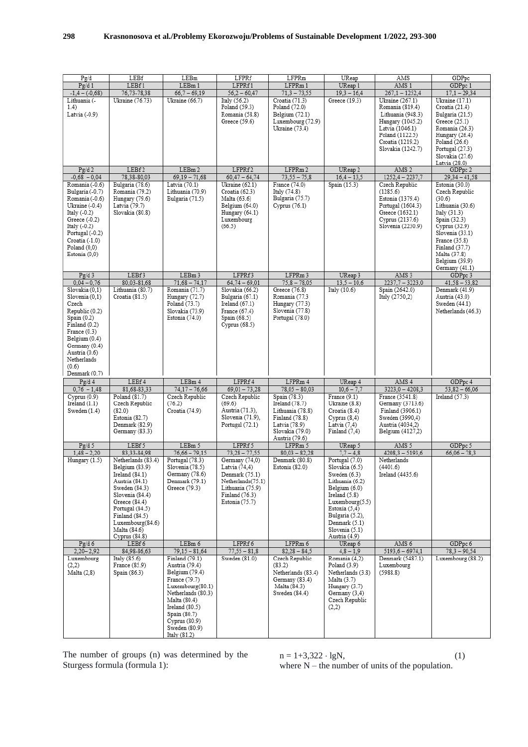| Pg/d | LEBf | LEBm | LFPRf | LFPRm | UReap | AMS | GDPpc |
|---|---|---|---|---|---|---|---|
| Pg/d 1 | LEBf 1 | LEBm 1 | LFPRf 1 | LFPRm 1 | UReap 1 | AMS 1 | GDPpc 1 |
| -1,4 – (-0,68) | 76,73-78,38 | 66,7 – 69,19 | 56,2 – 60,47 | 71,3 – 73,55 | 19,3 – 16,4 | 267,1 – 1252,4 | 17,1 – 29,34 |
| Lithuania (-1.4) Latvia (-0.9) | Ukraine (76.73) | Ukraine (66.7) | Italy (56.2) Poland (59.3) Romania (58.8) Greece (59.6) | Croatia (71.3) Poland (72.0) Belgium (72.1) Luxembourg (72.9) Ukraine (73.4) | Greece (19.3) | Ukraine (267.1) Romania (819.4) Lithuania (948.3) Hungary (1045.2) Latvia (1046.1) Poland (1122.5) Croatia (1219.2) Slovakia (1242.7) | Ukraine (17.1) Croatia (21.4) Bulgaria (21.5) Greece (25.1) Romania (26.3) Hungary (26.4) Poland (26.6) Portugal (27.3) Slovakia (27.6) Latvia (28.0) |
| Pg/d 2 | LEBf 2 | LEBm 2 | LFPRf 2 | LFPRm 2 | UReap 2 | AMS 2 | GDPpc 2 |
| -0,68 – 0,04 | 78,38-80,03 | 69,19 – 71,68 | 60,47 – 64,74 | 73,55 – 75,8 | 16,4 – 13,5 | 1252,4 – 2237,7 | 29,34 – 41,58 |
| Romania (-0.6) Bulgaria (-0.7) Romania (-0.6) Ukraine (-0.4) Italy (-0.2) Greece (-0.2) Italy (-0.2) Portugal (-0.2) Croatia (-1.0) Poland (0,0) Estonia (0,0) | Bulgaria (78.6) Romania (79.2) Hungary (79.6) Latvia (79.7) Slovakia (80.8) | Latvia (70.1) Lithuania (70.9) Bulgaria (71.5) | Ukraine (62.1) Croatia (62.3) Malta (63.6) Belgium (64.0) Hungary (64.1) Luxembourg (66.5) | France (74.0) Italy (74.8) Bulgaria (75.7) Cyprus (76.1) | Spain (15.3) | Czech Republic (1285.6) Estonia (1379.4) Portugal (1604.3) Greece (1632.1) Cyprus (2137.6) Slovenia (2230.9) | Estonia (30.0) Czech Republic (30.6) Lithuania (30.6) Italy (31.3) Spain (32.3) Cyprus (32.9) Slovenia (33.1) France (35.8) Finland (37.7) Malta (37.8) Belgium (39.9) Germany (41.1) |
| Pg/d 3 | LEBf 3 | LEBm 3 | LFPRf 3 | LFPRm 3 | UReap 3 | AMS 3 | GDPpc 3 |
| 0,04 – 0,76 | 80,03-81,68 | 71,68 – 74,17 | 64,74 – 69,01 | 75,8 – 78,05 | 13,5 – 10,6 | 2237,7 – 3223,0 | 41,58 – 53,82 |
| Slovakia (0,1) Slovenia (0,1) Czech Republic (0.2) Spain (0.2) Finland (0.2) France (0.3) Belgium (0.4) Germany (0.4) Austria (0.6) Netherlands (0.6) Denmark (0.7) | Lithuania (80.7) Croatia (81.5) | Romania (71.7) Hungary (72.7) Poland (73.7) Slovakia (73.9) Estonia (74.0) | Slovakia (66.2) Bulgaria (67.1) Ireland (67.1) France (67.4) Spain (68.5) Cyprus (68.5) | Greece (76.8) Romania (77.3 Hungary (77.3) Slovenia (77.8) Portugal (78.0) | Italy (10.6) | Spain (2642.0) Italy (2750,2) | Denmark (41.9) Austria (43.0) Sweden (44.1) Netherlands (46.3) |
| Pg/d 4 | LEBf 4 | LEBm 4 | LFPRf 4 | LFPRm 4 | UReap 4 | AMS 4 | GDPpc 4 |
| 0,76 – 1,48 | 81,68-83,33 | 74,17 – 76,66 | 69,01 – 73,28 | 78,05 – 80,03 | 10,6 – 7,7 | 3223,0 – 4208,3 | 53,82 – 66,06 |
| Cyprus (0.9) Ireland (1.1) Sweden (1.4) | Poland (81.7) Czech Republic (82.0) Estonia (82.7) Denmark (82.9) Germany (83.3) | Czech Republic (76.2) Croatia (74.9) | Czech Republic (69.6) Austria (71.3), Slovenia (71.9), Portugal (72.1) | Spain (78.3) Ireland (78.7) Lithuania (78.8) Finland (78.8) Latvia (78.9) Slovakia (79.0) Austria (79.6) | France (9.1) Ukraine (8.8) Croatia (8.4) Cyprus (8,4) Latvia (7,4) Finland (7,4) | France (3541.8) Germany (3713.6) Finland (3906.1) Sweden (3990,4) Austria (4034,2) Belgium (4127,2) | Ireland (57.3) |
| Pg/d 5 | LEBf 5 | LEBm 5 | LFPRf 5 | LFPRm 5 | UReap 5 | AMS 5 | GDPpc 5 |
| 1,48 – 2,20 | 83,33-84,98 | 76,66 – 79,15 | 73,28 – 77,55 | 80,03 – 82,28 | 7,7 – 4,8 | 4208,3 – 5193,6 | 66,06 – 78,3 |
| Hungary (1.5) | Netherlands (83.4) Belgium (83.9) Ireland (84.1) Austria (84.1) Sweden (84.3) Slovenia (84.4) Greece (84.4) Portugal (84.5) Finland (84.5) Luxembourg(84.6) Malta (84.6) Cyprus (84.8) | Portugal (78.3) Slovenia (78.5) Germany (78.6) Denmark (79.1) Greece (79.3) | Germany (74,0) Latvia (74,4) Denmark (75.1) Netherlands(75.1) Lithuania (75.9) Finland (76.3) Estonia (75.7) | Denmark (80.8) Estonia (82.0) | Portugal (7.0) Slovakia (6.5) Sweden (6.3) Lithuania (6.2) Belgium (6.0) Ireland (5.8) Luxembourg(5.5) Estonia (5,4) Bulgaria (5.2), Denmark (5.1) Slovenia (5.1) Austria (4.9) | Netherlands (4401.6) Ireland (4435.6) | |
| Pg/d 6 | LEBf 6 | LEBm 6 | LFPRf 6 | LFPRm 6 | UReap 6 | AMS 6 | GDPpc 6 |
| 2,20– 2,92 | 84,98-86,63 | 79,15 – 81,64 | 77,55 – 81,8 | 82,28 – 84,5 | 4,8 – 1,9 | 5193,6 – 6974,1 | 78,3 – 90,54 |
| Luxembourg (2,2) Malta (2,8) | Italy (85.6) France (85.9) Spain (86.3) | Finland (79.1) Austria (79.4) Belgium (79.4) France (79.7) Luxembourg(80.1) Netherlands (80.3) Malta (80.4) Ireland (80.5) Spain (80.7) Cyprus (80.9) Sweden (80.9) Italy (81.2) | Sweden (81.0) | Czech Republic (83.2) Netherlands (83.4) Germany (83.4) Malta (84.3) Sweden (84.4) | Romania (4,2) Poland (3.9) Netherlands (3.8) Malta (3.7) Hungary (3.7) Germany (3,4) Czech Republic (2,2) | Denmark (5487.1) Luxembourg (5988.8) | Luxembourg (88.2) |

The number of groups (n) was determined by the Sturgess formula (formula 1):

$$n = 1 + 3{,}322 \cdot \lg N, \qquad (1)$$

where N – the number of units of the population.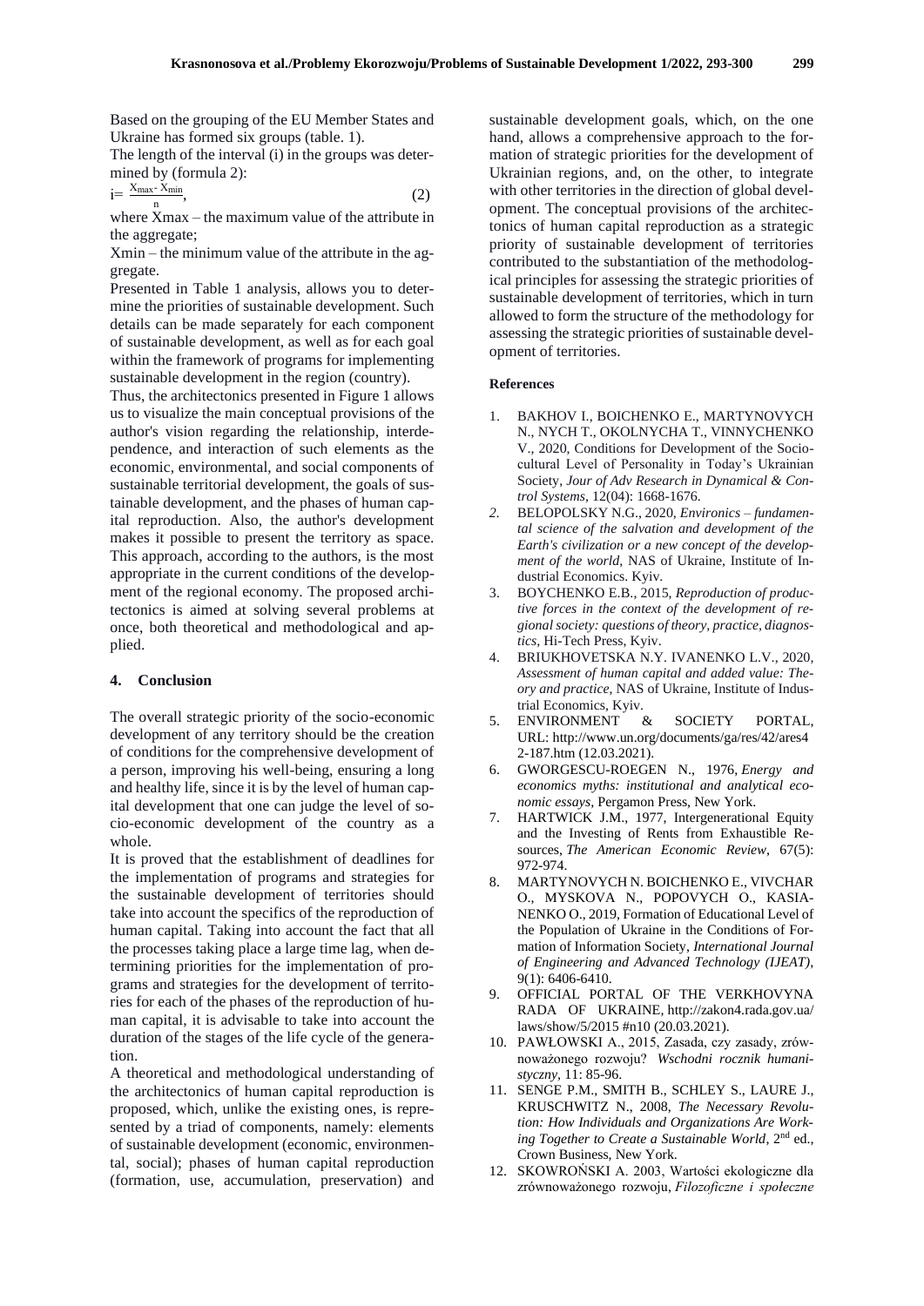Based on the grouping of the EU Member States and Ukraine has formed six groups (table. 1).

The length of the interval (i) in the groups was determined by (formula 2):

$$i = \frac{X_{max} - X_{min}}{n}, \qquad (2)$$

where Xmax – the maximum value of the attribute in the aggregate;

Xmin – the minimum value of the attribute in the aggregate.

Presented in Table 1 analysis, allows you to determine the priorities of sustainable development. Such details can be made separately for each component of sustainable development, as well as for each goal within the framework of programs for implementing sustainable development in the region (country).

Thus, the architectonics presented in Figure 1 allows us to visualize the main conceptual provisions of the author's vision regarding the relationship, interdependence, and interaction of such elements as the economic, environmental, and social components of sustainable territorial development, the goals of sustainable development, and the phases of human capital reproduction. Also, the author's development makes it possible to present the territory as space. This approach, according to the authors, is the most appropriate in the current conditions of the development of the regional economy. The proposed architectonics is aimed at solving several problems at once, both theoretical and methodological and applied.

## 4. Conclusion

The overall strategic priority of the socio-economic development of any territory should be the creation of conditions for the comprehensive development of a person, improving his well-being, ensuring a long and healthy life, since it is by the level of human capital development that one can judge the level of socio-economic development of the country as a whole.

It is proved that the establishment of deadlines for the implementation of programs and strategies for the sustainable development of territories should take into account the specifics of the reproduction of human capital. Taking into account the fact that all the processes taking place a large time lag, when determining priorities for the implementation of programs and strategies for the development of territories for each of the phases of the reproduction of human capital, it is advisable to take into account the duration of the stages of the life cycle of the generation.

A theoretical and methodological understanding of the architectonics of human capital reproduction is proposed, which, unlike the existing ones, is represented by a triad of components, namely: elements of sustainable development (economic, environmental, social); phases of human capital reproduction (formation, use, accumulation, preservation) and sustainable development goals, which, on the one hand, allows a comprehensive approach to the formation of strategic priorities for the development of Ukrainian regions, and, on the other, to integrate with other territories in the direction of global development. The conceptual provisions of the architectonics of human capital reproduction as a strategic priority of sustainable development of territories contributed to the substantiation of the methodological principles for assessing the strategic priorities of sustainable development of territories, which in turn allowed to form the structure of the methodology for assessing the strategic priorities of sustainable development of territories.

### References

1. BAKHOV I., BOICHENKO E., MARTYNOVYCH N., NYCH T., OKOLNYCHA T., VINNYCHENKO V., 2020, Conditions for Development of the Socio-cultural Level of Personality in Today's Ukrainian Society, *Jour of Adv Research in Dynamical & Control Systems*, 12(04): 1668-1676.
2. BELOPOLSKY N.G., 2020, *Environics – fundamental science of the salvation and development of the Earth's civilization or a new concept of the development of the world*, NAS of Ukraine, Institute of Industrial Economics. Kyiv.
3. BOYCHENKO E.B., 2015, *Reproduction of productive forces in the context of the development of regional society: questions of theory, practice, diagnostics*, Hi-Tech Press, Kyiv.
4. BRIUKHOVETSKA N.Y. IVANENKO L.V., 2020, *Assessment of human capital and added value: Theory and practice*, NAS of Ukraine, Institute of Industrial Economics, Kyiv.
5. ENVIRONMENT & SOCIETY PORTAL, URL: http://www.un.org/documents/ga/res/42/ares42-187.htm (12.03.2021).
6. GWORGESCU-ROEGEN N., 1976, *Energy and economics myths: institutional and analytical economic essays*, Pergamon Press, New York.
7. HARTWICK J.M., 1977, Intergenerational Equity and the Investing of Rents from Exhaustible Resources, *The American Economic Review*, 67(5): 972-974.
8. MARTYNOVYCH N. BOICHENKO E., VIVCHAR O., MYSKOVA N., POPOVYCH O., KASIANENKO O., 2019, Formation of Educational Level of the Population of Ukraine in the Conditions of Formation of Information Society, *International Journal of Engineering and Advanced Technology (IJEAT)*, 9(1): 6406-6410.
9. OFFICIAL PORTAL OF THE VERKHOVYNA RADA OF UKRAINE, http://zakon4.rada.gov.ua/laws/show/5/2015 #n10 (20.03.2021).
10. PAWŁOWSKI A., 2015, Zasada, czy zasady, zrównoważonego rozwoju? *Wschodni rocznik humanistyczny*, 11: 85-96.
11. SENGE P.M., SMITH B., SCHLEY S., LAURE J., KRUSCHWITZ N., 2008, *The Necessary Revolution: How Individuals and Organizations Are Working Together to Create a Sustainable World*, 2nd ed., Crown Business, New York.
12. SKOWROŃSKI A. 2003, Wartości ekologiczne dla zrównoważonego rozwoju, *Filozoficzne i społeczne*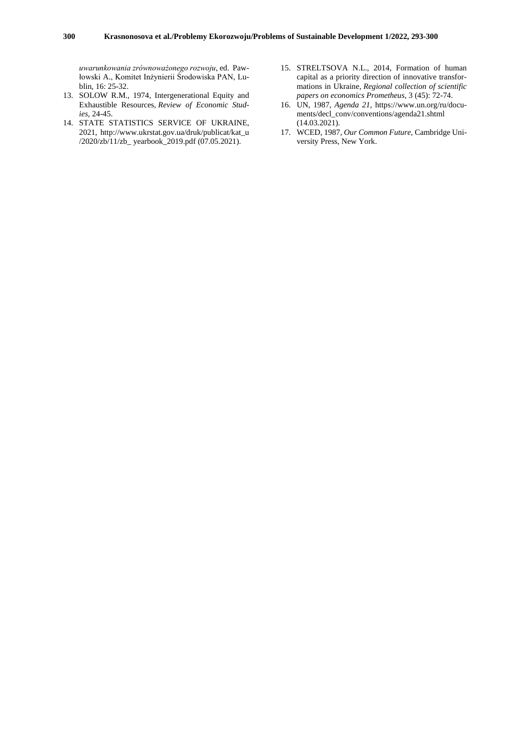*uwarunkowania zrównoważonego rozwoju*, ed. Pawłowski A., Komitet Inżynierii Środowiska PAN, Lublin, 16: 25-32.

13. SOLOW R.M., 1974, Intergenerational Equity and Exhaustible Resources, *Review of Economic Studies*, 24-45.
14. STATE STATISTICS SERVICE OF UKRAINE, 2021, http://www.ukrstat.gov.ua/druk/publicat/kat_u/2020/zb/11/zb_ yearbook_2019.pdf (07.05.2021).
15. STRELTSOVA N.L., 2014, Formation of human capital as a priority direction of innovative transformations in Ukraine, *Regional collection of scientific papers on economics Prometheus*, 3 (45): 72-74.
16. UN, 1987, *Agenda 21*, https://www.un.org/ru/documents/decl_conv/conventions/agenda21.shtml (14.03.2021).
17. WCED, 1987, *Our Common Future*, Cambridge University Press, New York.